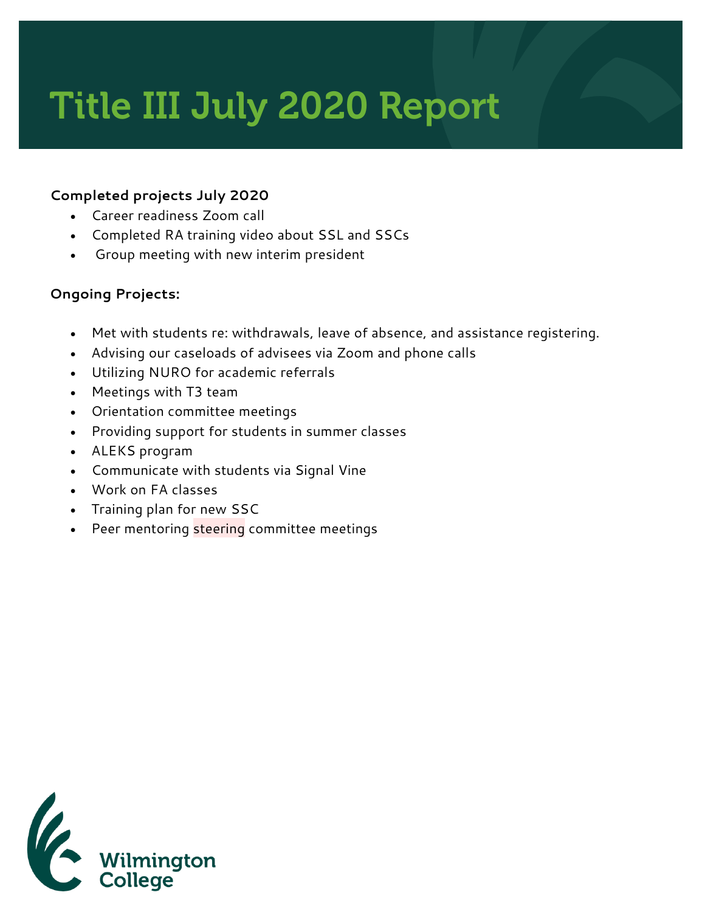# Title III July 2020 Report

**Completed projects July 2020**

- Career readiness Zoom call
- Completed RA training video about SSL and SSCs
- Group meeting with new interim president

**Ongoing Projects:**

- Met with students re: withdrawals, leave of absence, and assistance registering.
- Advising our caseloads of advisees via Zoom and phone calls
- Utilizing NURO for academic referrals
- Meetings with T3 team
- Orientation committee meetings
- Providing support for students in summer classes
- ALEKS program
- Communicate with students via Signal Vine
- Work on FA classes
- Training plan for new SSC
- Peer mentoring steering committee meetings

Wilmington College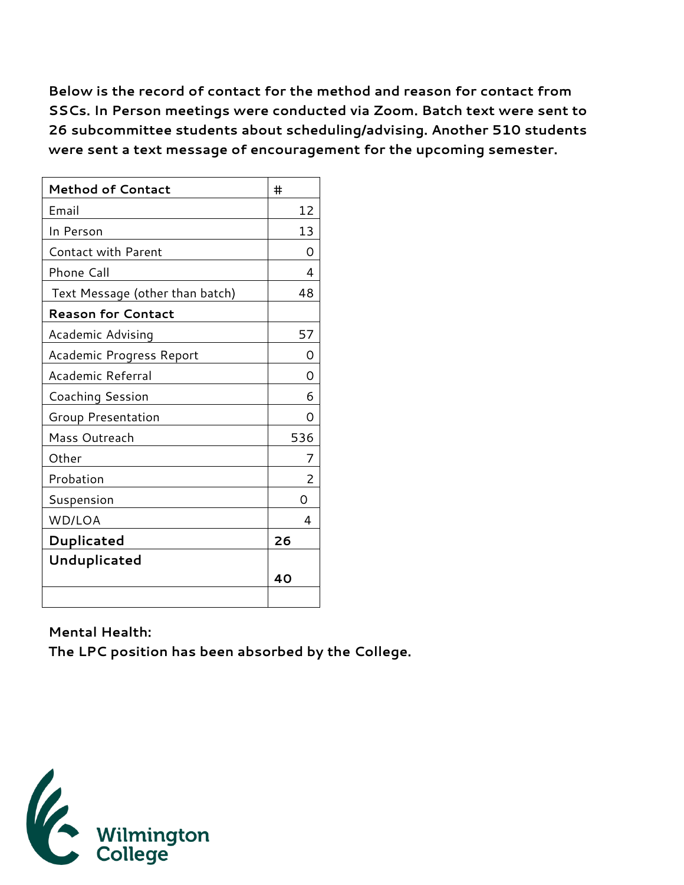**Below is the record of contact for the method and reason for contact from SSCs. In Person meetings were conducted via Zoom. Batch text were sent to 26 subcommittee students about scheduling/advising. Another 510 students were sent a text message of encouragement for the upcoming semester.**

| **Method of Contact** | # |
|---|---|
| Email | 12 |
| In Person | 13 |
| Contact with Parent | 0 |
| Phone Call | 4 |
| Text Message (other than batch) | 48 |
| **Reason for Contact** | |
| Academic Advising | 57 |
| Academic Progress Report | 0 |
| Academic Referral | 0 |
| Coaching Session | 6 |
| Group Presentation | 0 |
| Mass Outreach | 536 |
| Other | 7 |
| Probation | 2 |
| Suspension | 0 |
| WD/LOA | 4 |
| **Duplicated** | **26** |
| **Unduplicated** | **40** |
| | |

**Mental Health:**

**The LPC position has been absorbed by the College.**

Wilmington College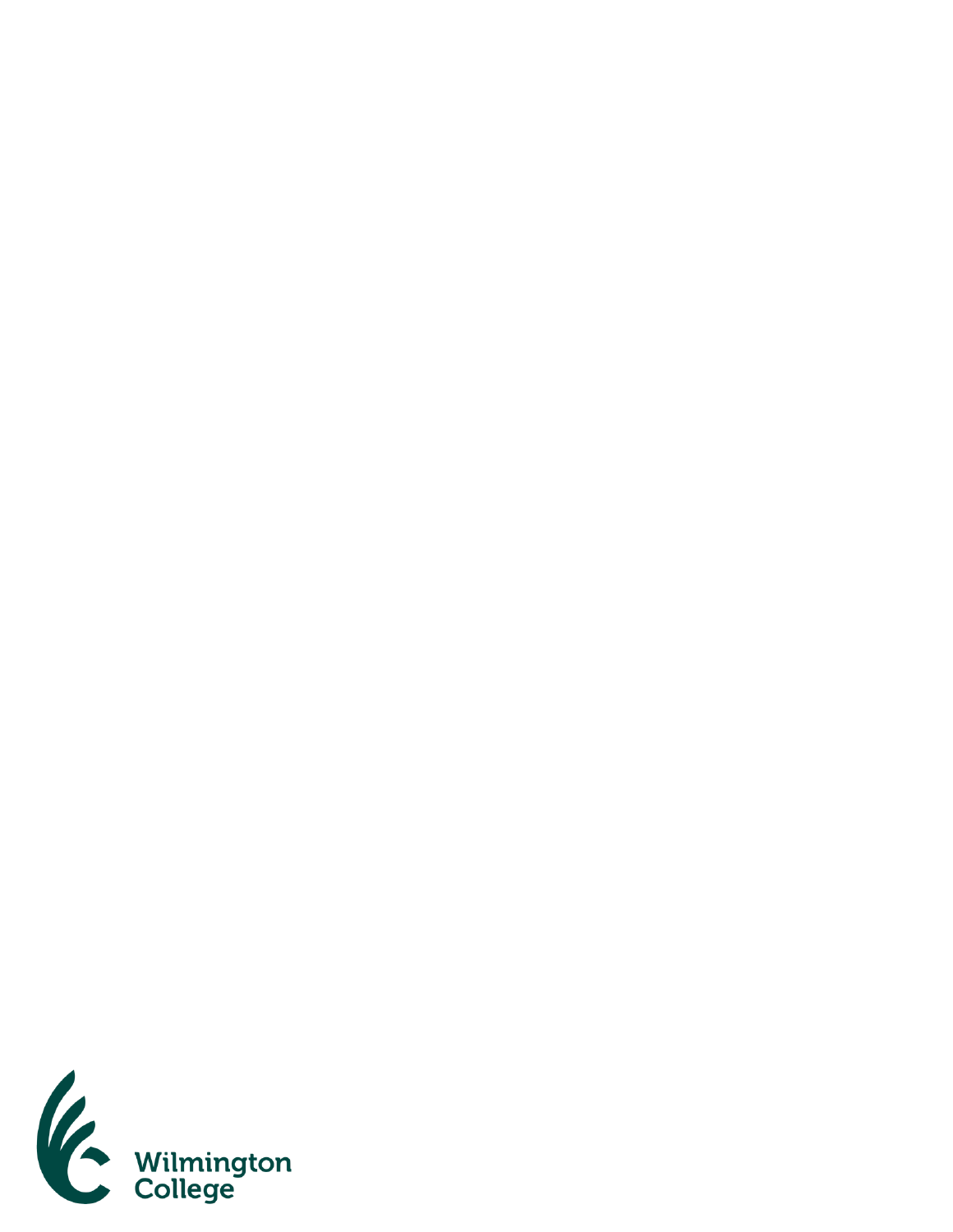Wilmington College